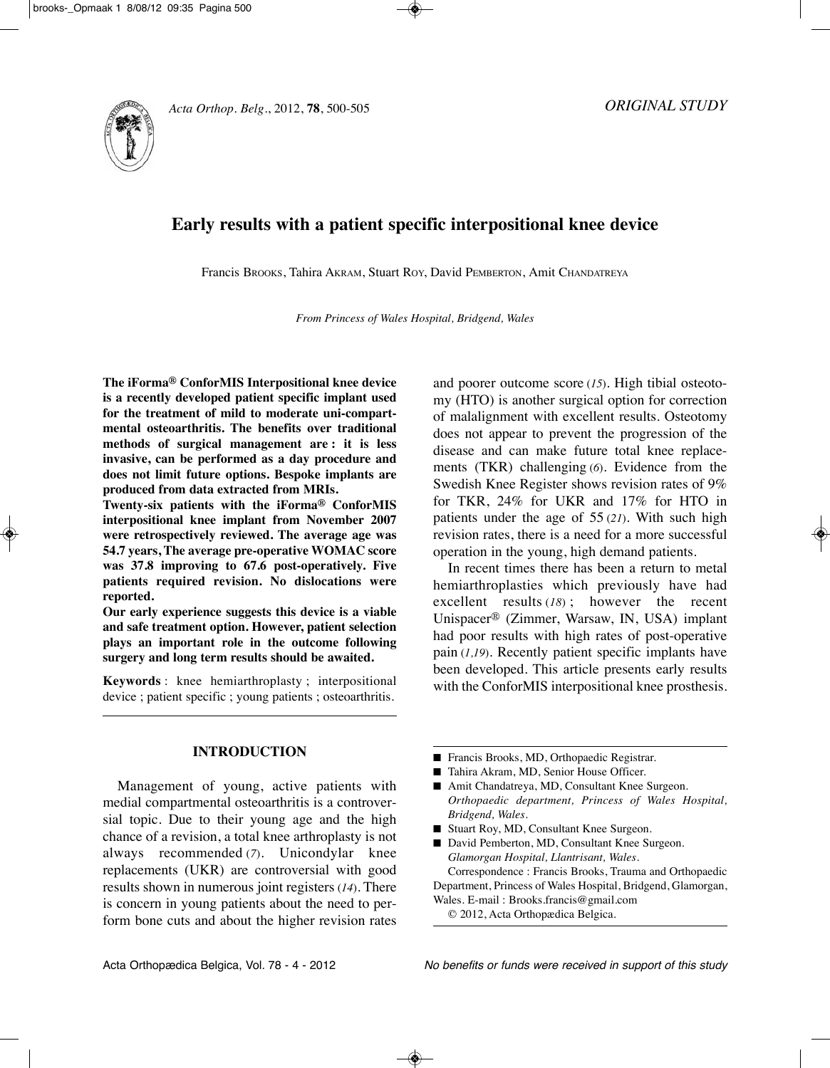ORIGINAL STUDY

# Early results with a patient specific interpositional knee device

Francis BROOKS, Tahira AKRAM, Stuart ROY, David PEMBERTON, Amit CHANDATREYA

*From Princess of Wales Hospital, Bridgend, Wales*

**The iForma® ConforMIS Interpositional knee device is a recently developed patient specific implant used for the treatment of mild to moderate uni-compartmental osteoarthritis. The benefits over traditional methods of surgical management are : it is less invasive, can be performed as a day procedure and does not limit future options. Bespoke implants are produced from data extracted from MRIs.**

**Twenty-six patients with the iForma® ConforMIS interpositional knee implant from November 2007 were retrospectively reviewed. The average age was 54.7 years, The average pre-operative WOMAC score was 37.8 improving to 67.6 post-operatively. Five patients required revision. No dislocations were reported.**

**Our early experience suggests this device is a viable and safe treatment option. However, patient selection plays an important role in the outcome following surgery and long term results should be awaited.**

**Keywords** : knee hemiarthroplasty ; interpositional device ; patient specific ; young patients ; osteoarthritis.

## INTRODUCTION

Management of young, active patients with medial compartmental osteoarthritis is a controversial topic. Due to their young age and the high chance of a revision, a total knee arthroplasty is not always recommended (*7*). Unicondylar knee replacements (UKR) are controversial with good results shown in numerous joint registers (*14*). There is concern in young patients about the need to perform bone cuts and about the higher revision rates and poorer outcome score (*15*). High tibial osteotomy (HTO) is another surgical option for correction of malalignment with excellent results. Osteotomy does not appear to prevent the progression of the disease and can make future total knee replacements (TKR) challenging (*6*). Evidence from the Swedish Knee Register shows revision rates of 9% for TKR, 24% for UKR and 17% for HTO in patients under the age of 55 (*21*). With such high revision rates, there is a need for a more successful operation in the young, high demand patients.

In recent times there has been a return to metal hemiarthroplasties which previously have had excellent results (*18*) ; however the recent Unispacer® (Zimmer, Warsaw, IN, USA) implant had poor results with high rates of post-operative pain (*1,19*). Recently patient specific implants have been developed. This article presents early results with the ConforMIS interpositional knee prosthesis.

- Francis Brooks, MD, Orthopaedic Registrar.
- Tahira Akram, MD, Senior House Officer.
- Amit Chandatreya, MD, Consultant Knee Surgeon.
  *Orthopaedic department, Princess of Wales Hospital, Bridgend, Wales.*
- Stuart Roy, MD, Consultant Knee Surgeon.
- David Pemberton, MD, Consultant Knee Surgeon.
  *Glamorgan Hospital, Llantrisant, Wales.*

Correspondence : Francis Brooks, Trauma and Orthopaedic Department, Princess of Wales Hospital, Bridgend, Glamorgan, Wales. E-mail : Brooks.francis@gmail.com

© 2012, Acta Orthopædica Belgica.

*No benefits or funds were received in support of this study*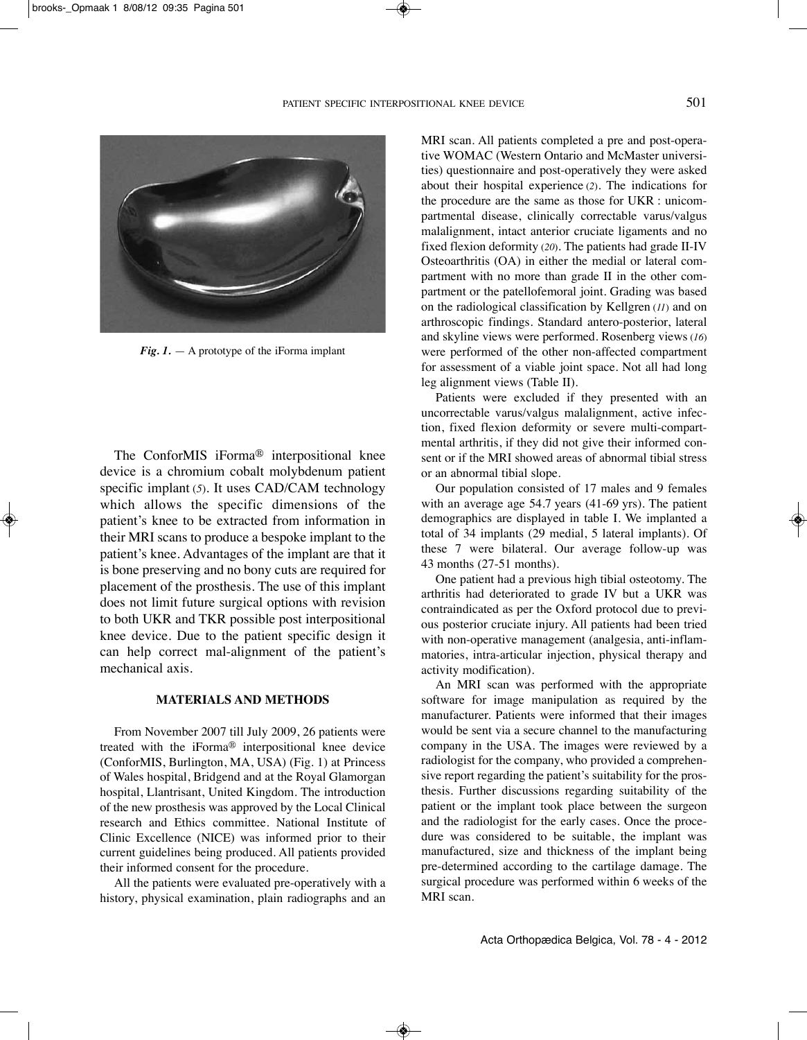*Fig. 1.* — A prototype of the iForma implant

The ConforMIS iForma® interpositional knee device is a chromium cobalt molybdenum patient specific implant (5). It uses CAD/CAM technology which allows the specific dimensions of the patient's knee to be extracted from information in their MRI scans to produce a bespoke implant to the patient's knee. Advantages of the implant are that it is bone preserving and no bony cuts are required for placement of the prosthesis. The use of this implant does not limit future surgical options with revision to both UKR and TKR possible post interpositional knee device. Due to the patient specific design it can help correct mal-alignment of the patient's mechanical axis.

## MATERIALS AND METHODS

From November 2007 till July 2009, 26 patients were treated with the iForma® interpositional knee device (ConforMIS, Burlington, MA, USA) (Fig. 1) at Princess of Wales hospital, Bridgend and at the Royal Glamorgan hospital, Llantrisant, United Kingdom. The introduction of the new prosthesis was approved by the Local Clinical research and Ethics committee. National Institute of Clinic Excellence (NICE) was informed prior to their current guidelines being produced. All patients provided their informed consent for the procedure.

All the patients were evaluated pre-operatively with a history, physical examination, plain radiographs and an MRI scan. All patients completed a pre and post-operative WOMAC (Western Ontario and McMaster universities) questionnaire and post-operatively they were asked about their hospital experience (2). The indications for the procedure are the same as those for UKR : unicompartmental disease, clinically correctable varus/valgus malalignment, intact anterior cruciate ligaments and no fixed flexion deformity (20). The patients had grade II-IV Osteoarthritis (OA) in either the medial or lateral compartment with no more than grade II in the other compartment or the patellofemoral joint. Grading was based on the radiological classification by Kellgren (11) and on arthroscopic findings. Standard antero-posterior, lateral and skyline views were performed. Rosenberg views (16) were performed of the other non-affected compartment for assessment of a viable joint space. Not all had long leg alignment views (Table II).

Patients were excluded if they presented with an uncorrectable varus/valgus malalignment, active infection, fixed flexion deformity or severe multi-compartmental arthritis, if they did not give their informed consent or if the MRI showed areas of abnormal tibial stress or an abnormal tibial slope.

Our population consisted of 17 males and 9 females with an average age 54.7 years (41-69 yrs). The patient demographics are displayed in table I. We implanted a total of 34 implants (29 medial, 5 lateral implants). Of these 7 were bilateral. Our average follow-up was 43 months (27-51 months).

One patient had a previous high tibial osteotomy. The arthritis had deteriorated to grade IV but a UKR was contraindicated as per the Oxford protocol due to previous posterior cruciate injury. All patients had been tried with non-operative management (analgesia, anti-inflammatories, intra-articular injection, physical therapy and activity modification).

An MRI scan was performed with the appropriate software for image manipulation as required by the manufacturer. Patients were informed that their images would be sent via a secure channel to the manufacturing company in the USA. The images were reviewed by a radiologist for the company, who provided a comprehensive report regarding the patient's suitability for the prosthesis. Further discussions regarding suitability of the patient or the implant took place between the surgeon and the radiologist for the early cases. Once the procedure was considered to be suitable, the implant was manufactured, size and thickness of the implant being pre-determined according to the cartilage damage. The surgical procedure was performed within 6 weeks of the MRI scan.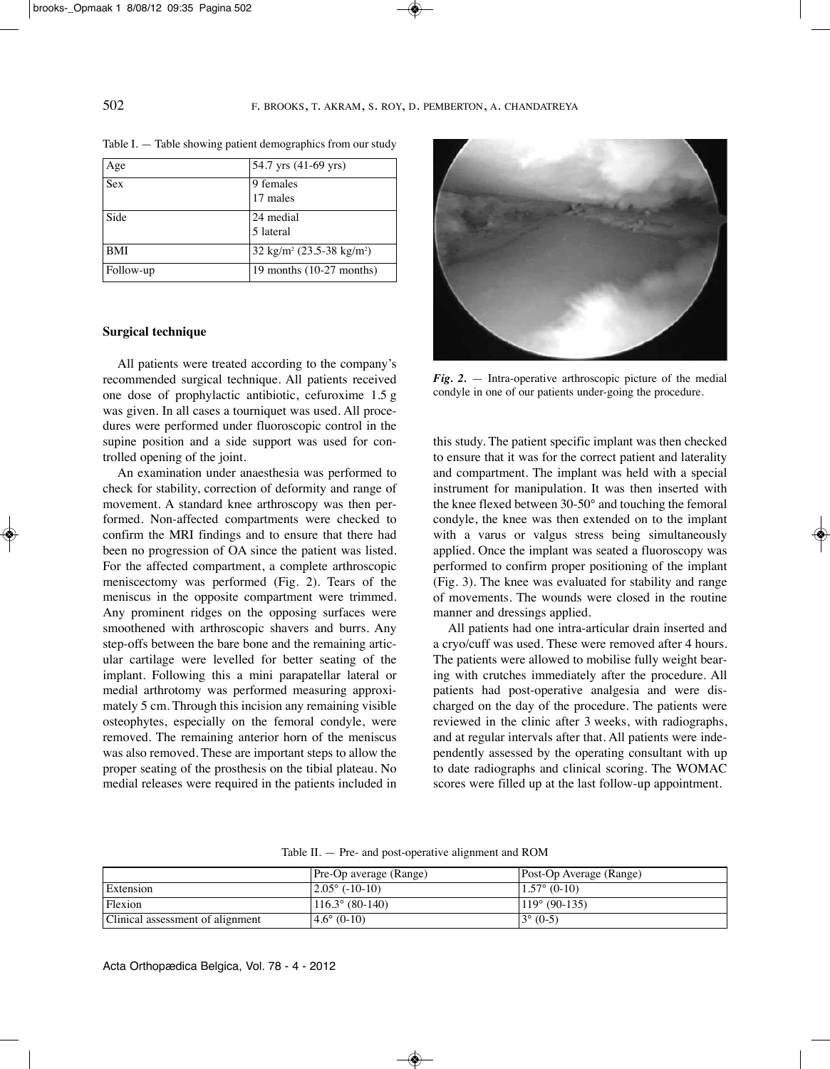Table I. — Table showing patient demographics from our study

| | |
|---|---|
| Age | 54.7 yrs (41-69 yrs) |
| Sex | 9 females<br>17 males |
| Side | 24 medial<br>5 lateral |
| BMI | 32 kg/m² (23.5-38 kg/m²) |
| Follow-up | 19 months (10-27 months) |

### Surgical technique

All patients were treated according to the company's recommended surgical technique. All patients received one dose of prophylactic antibiotic, cefuroxime 1.5 g was given. In all cases a tourniquet was used. All procedures were performed under fluoroscopic control in the supine position and a side support was used for controlled opening of the joint.

An examination under anaesthesia was performed to check for stability, correction of deformity and range of movement. A standard knee arthroscopy was then performed. Non-affected compartments were checked to confirm the MRI findings and to ensure that there had been no progression of OA since the patient was listed. For the affected compartment, a complete arthroscopic meniscectomy was performed (Fig. 2). Tears of the meniscus in the opposite compartment were trimmed. Any prominent ridges on the opposing surfaces were smoothened with arthroscopic shavers and burrs. Any step-offs between the bare bone and the remaining articular cartilage were levelled for better seating of the implant. Following this a mini parapatellar lateral or medial arthrotomy was performed measuring approximately 5 cm. Through this incision any remaining visible osteophytes, especially on the femoral condyle, were removed. The remaining anterior horn of the meniscus was also removed. These are important steps to allow the proper seating of the prosthesis on the tibial plateau. No medial releases were required in the patients included in this study. The patient specific implant was then checked to ensure that it was for the correct patient and laterality and compartment. The implant was held with a special instrument for manipulation. It was then inserted with the knee flexed between 30-50° and touching the femoral condyle, the knee was then extended on to the implant with a varus or valgus stress being simultaneously applied. Once the implant was seated a fluoroscopy was performed to confirm proper positioning of the implant (Fig. 3). The knee was evaluated for stability and range of movements. The wounds were closed in the routine manner and dressings applied.

*Fig. 2.* — Intra-operative arthroscopic picture of the medial condyle in one of our patients under-going the procedure.

All patients had one intra-articular drain inserted and a cryo/cuff was used. These were removed after 4 hours. The patients were allowed to mobilise fully weight bearing with crutches immediately after the procedure. All patients had post-operative analgesia and were discharged on the day of the procedure. The patients were reviewed in the clinic after 3 weeks, with radiographs, and at regular intervals after that. All patients were independently assessed by the operating consultant with up to date radiographs and clinical scoring. The WOMAC scores were filled up at the last follow-up appointment.

Table II. — Pre- and post-operative alignment and ROM

| | Pre-Op average (Range) | Post-Op Average (Range) |
|---|---|---|
| Extension | 2.05° (-10-10) | 1.57° (0-10) |
| Flexion | 116.3° (80-140) | 119° (90-135) |
| Clinical assessment of alignment | 4.6° (0-10) | 3° (0-5) |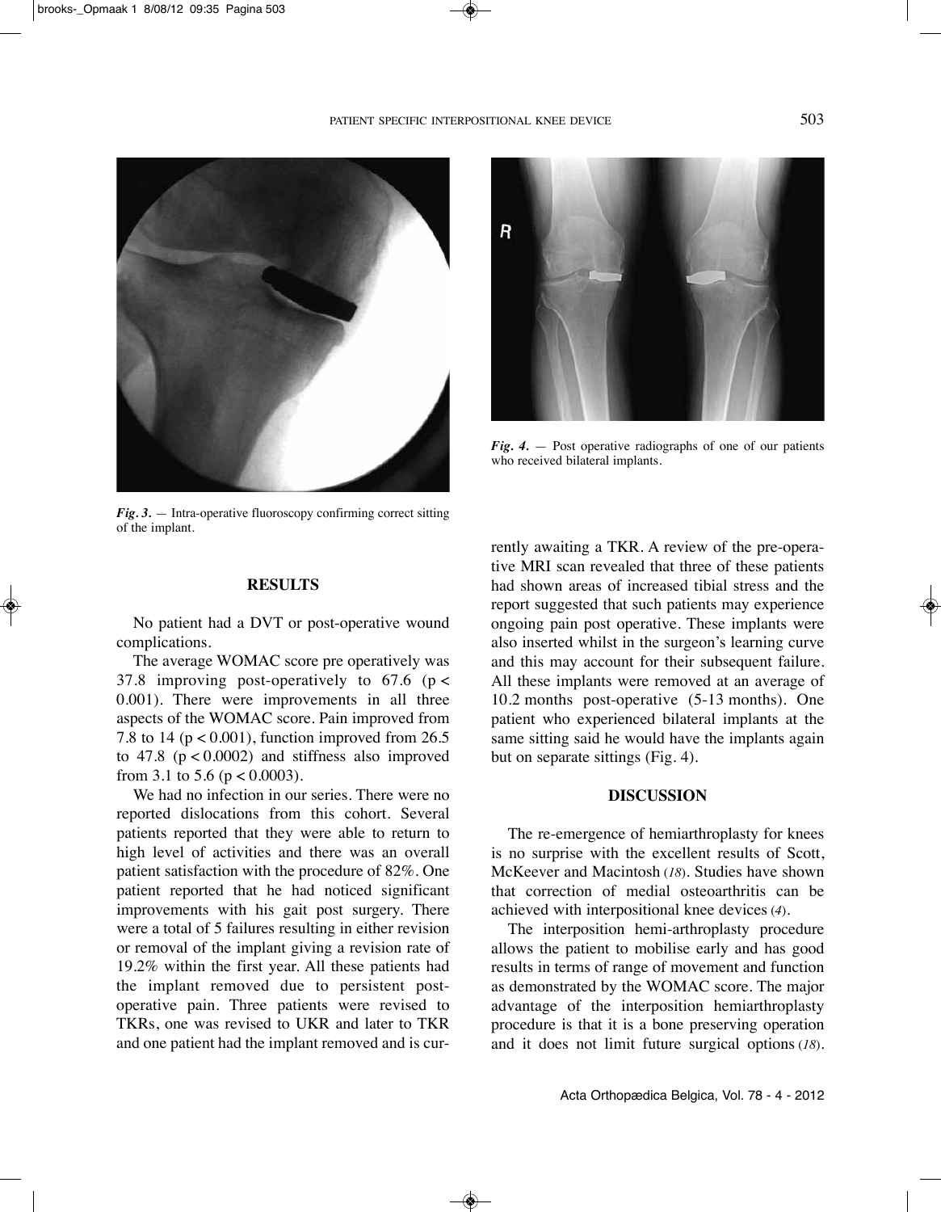*Fig. 3.* — Intra-operative fluoroscopy confirming correct sitting of the implant.

*Fig. 4.* — Post operative radiographs of one of our patients who received bilateral implants.

## RESULTS

No patient had a DVT or post-operative wound complications.

The average WOMAC score pre operatively was 37.8 improving post-operatively to 67.6 ($p < 0.001$). There were improvements in all three aspects of the WOMAC score. Pain improved from 7.8 to 14 ($p < 0.001$), function improved from 26.5 to 47.8 ($p < 0.0002$) and stiffness also improved from 3.1 to 5.6 ($p < 0.0003$).

We had no infection in our series. There were no reported dislocations from this cohort. Several patients reported that they were able to return to high level of activities and there was an overall patient satisfaction with the procedure of 82%. One patient reported that he had noticed significant improvements with his gait post surgery. There were a total of 5 failures resulting in either revision or removal of the implant giving a revision rate of 19.2% within the first year. All these patients had the implant removed due to persistent post-operative pain. Three patients were revised to TKRs, one was revised to UKR and later to TKR and one patient had the implant removed and is currently awaiting a TKR. A review of the pre-operative MRI scan revealed that three of these patients had shown areas of increased tibial stress and the report suggested that such patients may experience ongoing pain post operative. These implants were also inserted whilst in the surgeon's learning curve and this may account for their subsequent failure. All these implants were removed at an average of 10.2 months post-operative (5-13 months). One patient who experienced bilateral implants at the same sitting said he would have the implants again but on separate sittings (Fig. 4).

## DISCUSSION

The re-emergence of hemiarthroplasty for knees is no surprise with the excellent results of Scott, McKeever and Macintosh (*18*). Studies have shown that correction of medial osteoarthritis can be achieved with interpositional knee devices (*4*).

The interposition hemi-arthroplasty procedure allows the patient to mobilise early and has good results in terms of range of movement and function as demonstrated by the WOMAC score. The major advantage of the interposition hemiarthroplasty procedure is that it is a bone preserving operation and it does not limit future surgical options (*18*).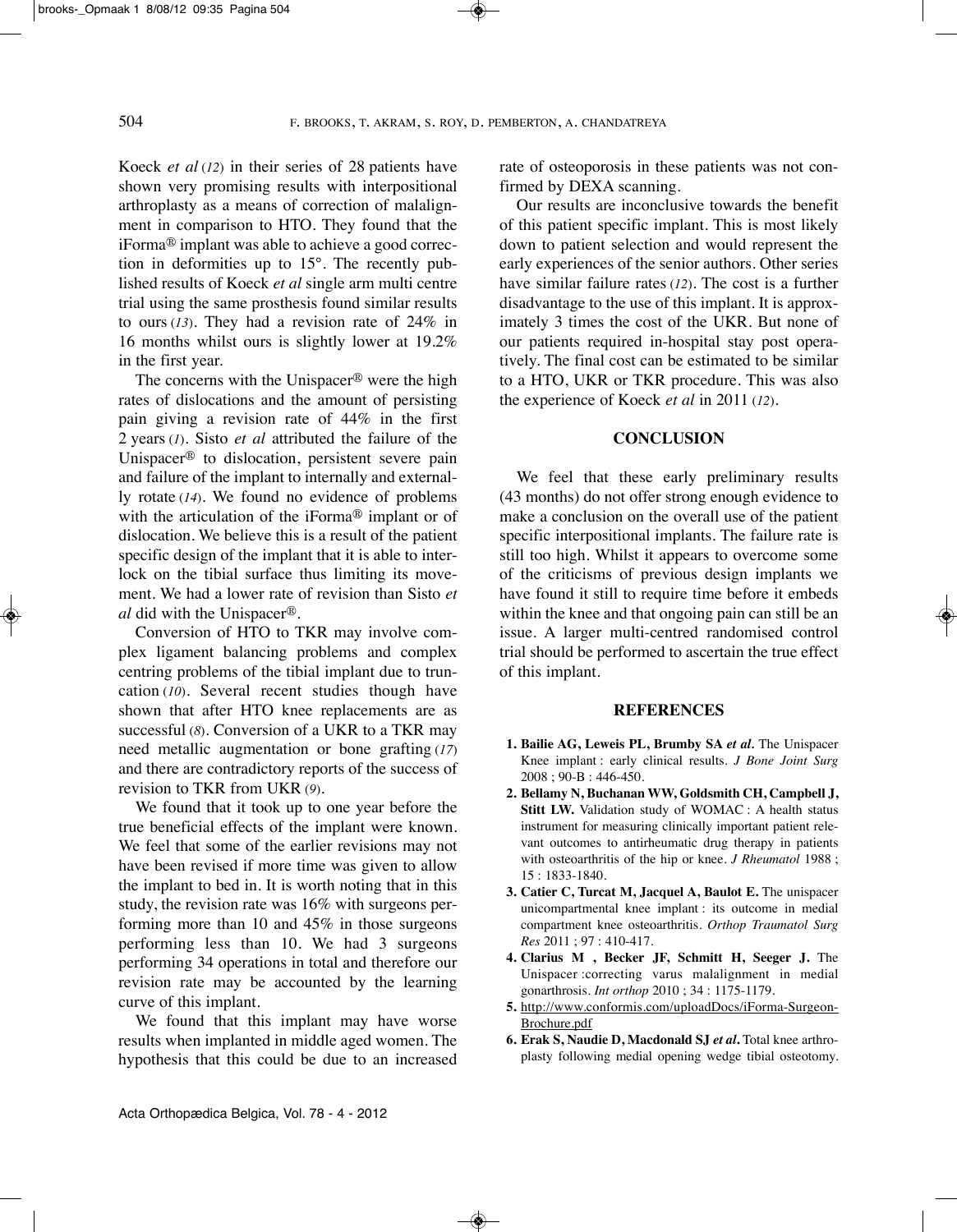Koeck *et al* (*12*) in their series of 28 patients have shown very promising results with interpositional arthroplasty as a means of correction of malalignment in comparison to HTO. They found that the iForma® implant was able to achieve a good correction in deformities up to 15°. The recently published results of Koeck *et al* single arm multi centre trial using the same prosthesis found similar results to ours (*13*). They had a revision rate of 24% in 16 months whilst ours is slightly lower at 19.2% in the first year.

The concerns with the Unispacer® were the high rates of dislocations and the amount of persisting pain giving a revision rate of 44% in the first 2 years (*1*). Sisto *et al* attributed the failure of the Unispacer® to dislocation, persistent severe pain and failure of the implant to internally and externally rotate (*14*). We found no evidence of problems with the articulation of the iForma® implant or of dislocation. We believe this is a result of the patient specific design of the implant that it is able to interlock on the tibial surface thus limiting its movement. We had a lower rate of revision than Sisto *et al* did with the Unispacer®.

Conversion of HTO to TKR may involve complex ligament balancing problems and complex centring problems of the tibial implant due to truncation (*10*). Several recent studies though have shown that after HTO knee replacements are as successful (*8*). Conversion of a UKR to a TKR may need metallic augmentation or bone grafting (*17*) and there are contradictory reports of the success of revision to TKR from UKR (*9*).

We found that it took up to one year before the true beneficial effects of the implant were known. We feel that some of the earlier revisions may not have been revised if more time was given to allow the implant to bed in. It is worth noting that in this study, the revision rate was 16% with surgeons performing more than 10 and 45% in those surgeons performing less than 10. We had 3 surgeons performing 34 operations in total and therefore our revision rate may be accounted by the learning curve of this implant.

We found that this implant may have worse results when implanted in middle aged women. The hypothesis that this could be due to an increased rate of osteoporosis in these patients was not confirmed by DEXA scanning.

Our results are inconclusive towards the benefit of this patient specific implant. This is most likely down to patient selection and would represent the early experiences of the senior authors. Other series have similar failure rates (*12*). The cost is a further disadvantage to the use of this implant. It is approximately 3 times the cost of the UKR. But none of our patients required in-hospital stay post operatively. The final cost can be estimated to be similar to a HTO, UKR or TKR procedure. This was also the experience of Koeck *et al* in 2011 (*12*).

## CONCLUSION

We feel that these early preliminary results (43 months) do not offer strong enough evidence to make a conclusion on the overall use of the patient specific interpositional implants. The failure rate is still too high. Whilst it appears to overcome some of the criticisms of previous design implants we have found it still to require time before it embeds within the knee and that ongoing pain can still be an issue. A larger multi-centred randomised control trial should be performed to ascertain the true effect of this implant.

## REFERENCES

1. **Bailie AG, Leweis PL, Brumby SA *et al*.** The Unispacer Knee implant : early clinical results. *J Bone Joint Surg* 2008 ; 90-B : 446-450.
2. **Bellamy N, Buchanan WW, Goldsmith CH, Campbell J, Stitt LW.** Validation study of WOMAC : A health status instrument for measuring clinically important patient relevant outcomes to antirheumatic drug therapy in patients with osteoarthritis of the hip or knee. *J Rheumatol* 1988 ; 15 : 1833-1840.
3. **Catier C, Turcat M, Jacquel A, Baulot E.** The unispacer unicompartmental knee implant : its outcome in medial compartment knee osteoarthritis. *Orthop Traumatol Surg Res* 2011 ; 97 : 410-417.
4. **Clarius M , Becker JF, Schmitt H, Seeger J.** The Unispacer :correcting varus malalignment in medial gonarthrosis. *Int orthop* 2010 ; 34 : 1175-1179.
5. http://www.conformis.com/uploadDocs/iForma-Surgeon-Brochure.pdf
6. **Erak S, Naudie D, Macdonald SJ *et al*.** Total knee arthroplasty following medial opening wedge tibial osteotomy.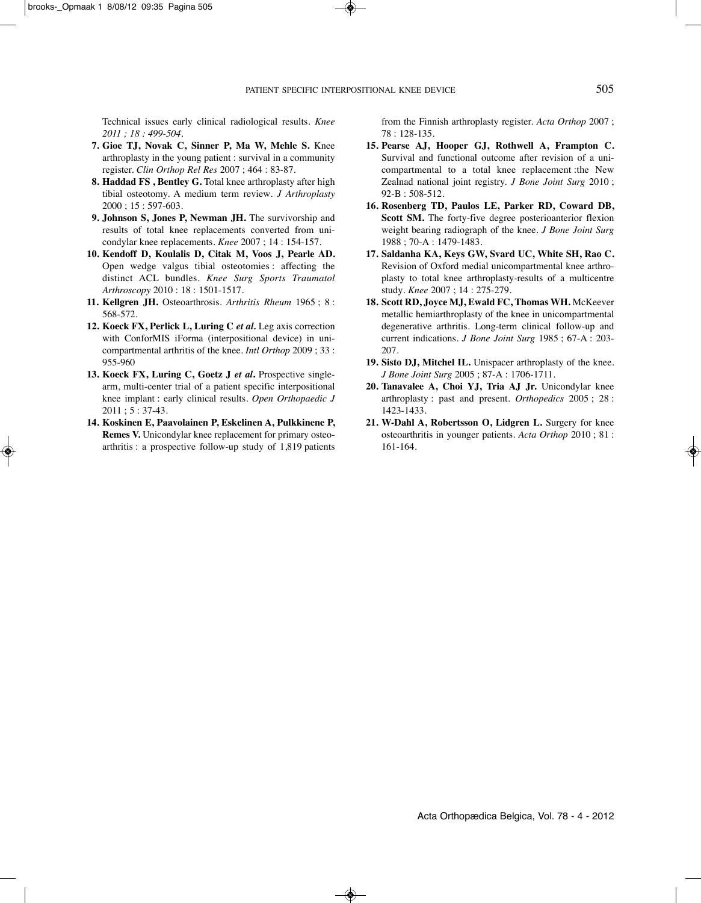Technical issues early clinical radiological results. *Knee 2011 ; 18 : 499-504*.

7. **Gioe TJ, Novak C, Sinner P, Ma W, Mehle S.** Knee arthroplasty in the young patient : survival in a community register. *Clin Orthop Rel Res* 2007 ; 464 : 83-87.
8. **Haddad FS , Bentley G.** Total knee arthroplasty after high tibial osteotomy. A medium term review. *J Arthroplasty* 2000 ; 15 : 597-603.
9. **Johnson S, Jones P, Newman JH.** The survivorship and results of total knee replacements converted from unicondylar knee replacements. *Knee* 2007 ; 14 : 154-157.
10. **Kendoff D, Koulalis D, Citak M, Voos J, Pearle AD.** Open wedge valgus tibial osteotomies : affecting the distinct ACL bundles. *Knee Surg Sports Traumatol Arthroscopy* 2010 : 18 : 1501-1517.
11. **Kellgren JH.** Osteoarthrosis. *Arthritis Rheum* 1965 ; 8 : 568-572.
12. **Koeck FX, Perlick L, Luring C *et al*.** Leg axis correction with ConforMIS iForma (interpositional device) in unicompartmental arthritis of the knee. *Intl Orthop* 2009 ; 33 : 955-960
13. **Koeck FX, Luring C, Goetz J *et al*.** Prospective single-arm, multi-center trial of a patient specific interpositional knee implant : early clinical results. *Open Orthopaedic J* 2011 ; 5 : 37-43.
14. **Koskinen E, Paavolainen P, Eskelinen A, Pulkkinene P, Remes V.** Unicondylar knee replacement for primary osteoarthritis : a prospective follow-up study of 1,819 patients from the Finnish arthroplasty register. *Acta Orthop* 2007 ; 78 : 128-135.
15. **Pearse AJ, Hooper GJ, Rothwell A, Frampton C.** Survival and functional outcome after revision of a unicompartmental to a total knee replacement :the New Zealnad national joint registry. *J Bone Joint Surg* 2010 ; 92-B : 508-512.
16. **Rosenberg TD, Paulos LE, Parker RD, Coward DB, Scott SM.** The forty-five degree posterioanterior flexion weight bearing radiograph of the knee. *J Bone Joint Surg* 1988 ; 70-A : 1479-1483.
17. **Saldanha KA, Keys GW, Svard UC, White SH, Rao C.** Revision of Oxford medial unicompartmental knee arthroplasty to total knee arthroplasty-results of a multicentre study. *Knee* 2007 ; 14 : 275-279.
18. **Scott RD, Joyce MJ, Ewald FC, Thomas WH.** McKeever metallic hemiarthroplasty of the knee in unicompartmental degenerative arthritis. Long-term clinical follow-up and current indications. *J Bone Joint Surg* 1985 ; 67-A : 203-207.
19. **Sisto DJ, Mitchel IL.** Unispacer arthroplasty of the knee. *J Bone Joint Surg* 2005 ; 87-A : 1706-1711.
20. **Tanavalee A, Choi YJ, Tria AJ Jr.** Unicondylar knee arthroplasty : past and present. *Orthopedics* 2005 ; 28 : 1423-1433.
21. **W-Dahl A, Robertsson O, Lidgren L.** Surgery for knee osteoarthritis in younger patients. *Acta Orthop* 2010 ; 81 : 161-164.